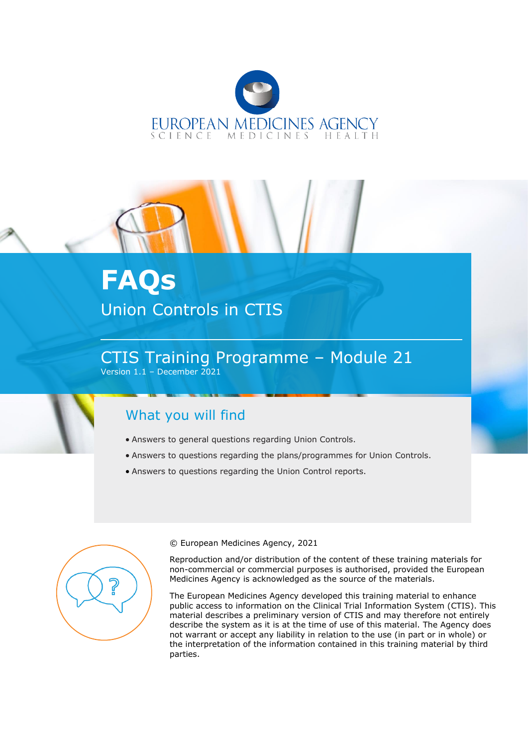EUROPEAN MEDICINES AGENCY
SCIENCE MEDICINES HEALTH

# FAQs

## Union Controls in CTIS

## CTIS Training Programme – Module 21

Version 1.1 – December 2021

### What you will find

- Answers to general questions regarding Union Controls.
- Answers to questions regarding the plans/programmes for Union Controls.
- Answers to questions regarding the Union Control reports.

© European Medicines Agency, 2021

Reproduction and/or distribution of the content of these training materials for non-commercial or commercial purposes is authorised, provided the European Medicines Agency is acknowledged as the source of the materials.

The European Medicines Agency developed this training material to enhance public access to information on the Clinical Trial Information System (CTIS). This material describes a preliminary version of CTIS and may therefore not entirely describe the system as it is at the time of use of this material. The Agency does not warrant or accept any liability in relation to the use (in part or in whole) or the interpretation of the information contained in this training material by third parties.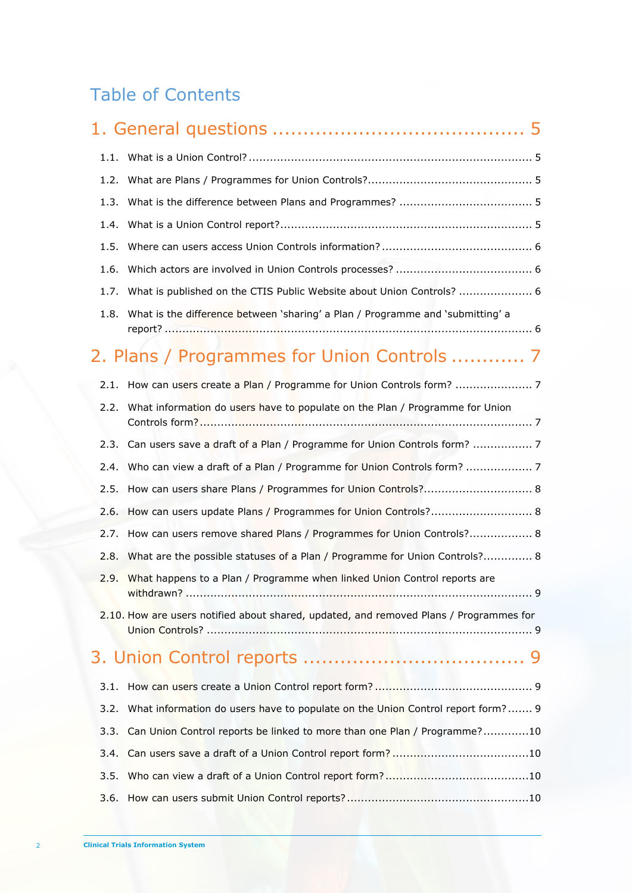# Table of Contents

## 1. General questions ........................................ 5

1.1. What is a Union Control? ........................................ 5

1.2. What are Plans / Programmes for Union Controls? ........................................ 5

1.3. What is the difference between Plans and Programmes? ........................................ 5

1.4. What is a Union Control report? ........................................ 5

1.5. Where can users access Union Controls information? ........................................ 6

1.6. Which actors are involved in Union Controls processes? ........................................ 6

1.7. What is published on the CTIS Public Website about Union Controls? ........................................ 6

1.8. What is the difference between 'sharing' a Plan / Programme and 'submitting' a report? ........................................ 6

## 2. Plans / Programmes for Union Controls ............ 7

2.1. How can users create a Plan / Programme for Union Controls form? ........................................ 7

2.2. What information do users have to populate on the Plan / Programme for Union Controls form? ........................................ 7

2.3. Can users save a draft of a Plan / Programme for Union Controls form? ........................................ 7

2.4. Who can view a draft of a Plan / Programme for Union Controls form? ........................................ 7

2.5. How can users share Plans / Programmes for Union Controls? ........................................ 8

2.6. How can users update Plans / Programmes for Union Controls? ........................................ 8

2.7. How can users remove shared Plans / Programmes for Union Controls? ........................................ 8

2.8. What are the possible statuses of a Plan / Programme for Union Controls? ........................................ 8

2.9. What happens to a Plan / Programme when linked Union Control reports are withdrawn? ........................................ 9

2.10. How are users notified about shared, updated, and removed Plans / Programmes for Union Controls? ........................................ 9

## 3. Union Control reports ........................................ 9

3.1. How can users create a Union Control report form? ........................................ 9

3.2. What information do users have to populate on the Union Control report form? ........................................ 9

3.3. Can Union Control reports be linked to more than one Plan / Programme? ........................................ 10

3.4. Can users save a draft of a Union Control report form? ........................................ 10

3.5. Who can view a draft of a Union Control report form? ........................................ 10

3.6. How can users submit Union Control reports? ........................................ 10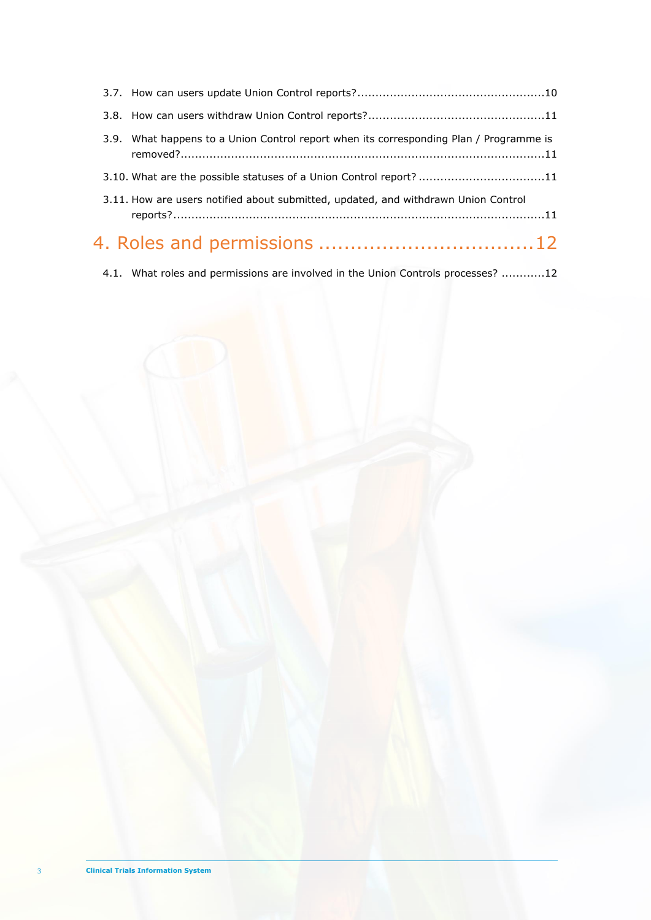3.7. How can users update Union Control reports?...................................................10

3.8. How can users withdraw Union Control reports?................................................11

3.9. What happens to a Union Control report when its corresponding Plan / Programme is removed?....................................................................................................11

3.10. What are the possible statuses of a Union Control report? ..................................11

3.11. How are users notified about submitted, updated, and withdrawn Union Control reports?.....................................................................................................11

# 4. Roles and permissions ..................................12

4.1. What roles and permissions are involved in the Union Controls processes? ...........12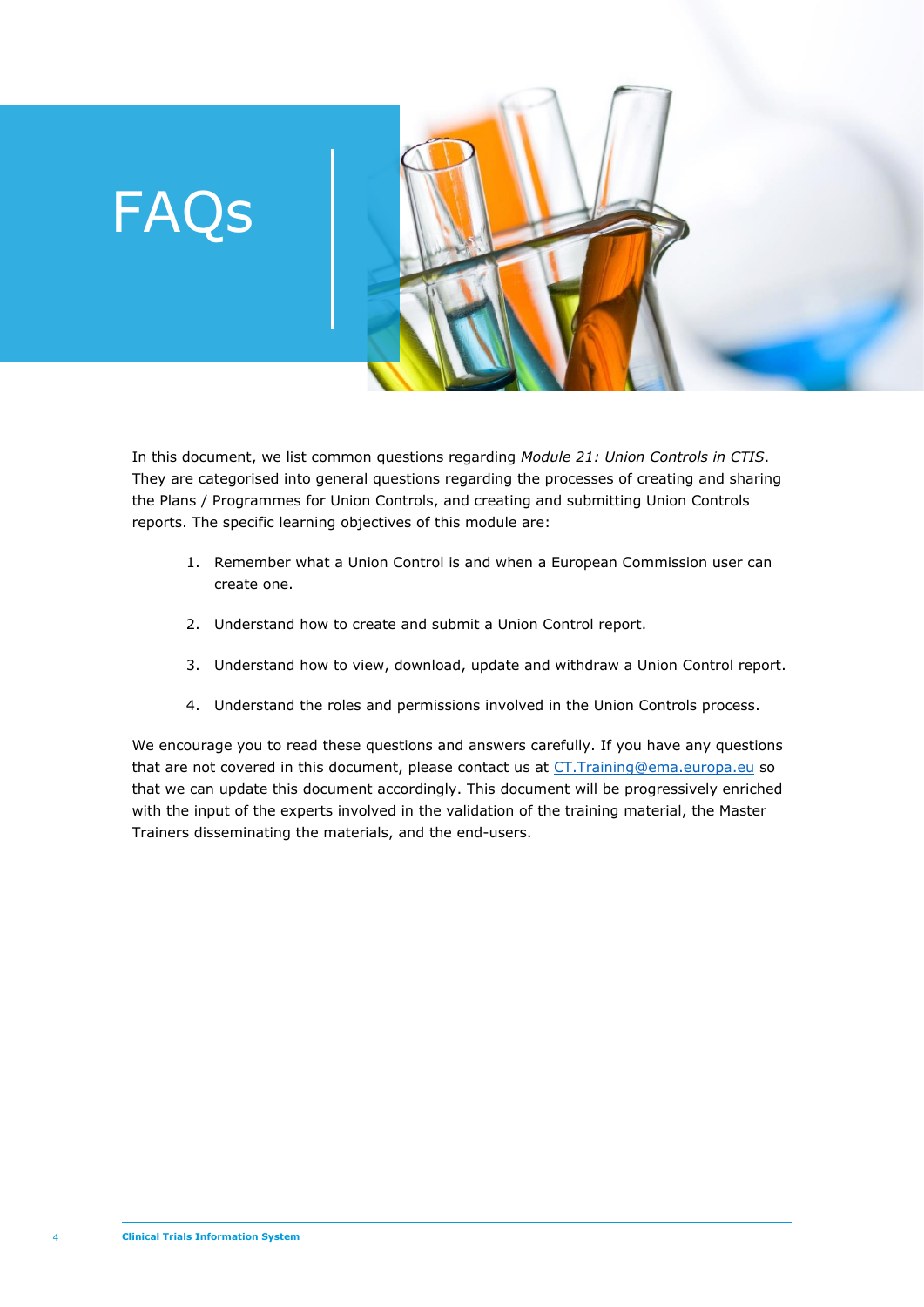# FAQs

In this document, we list common questions regarding *Module 21: Union Controls in CTIS*. They are categorised into general questions regarding the processes of creating and sharing the Plans / Programmes for Union Controls, and creating and submitting Union Controls reports. The specific learning objectives of this module are:

1. Remember what a Union Control is and when a European Commission user can create one.
2. Understand how to create and submit a Union Control report.
3. Understand how to view, download, update and withdraw a Union Control report.
4. Understand the roles and permissions involved in the Union Controls process.

We encourage you to read these questions and answers carefully. If you have any questions that are not covered in this document, please contact us at CT.Training@ema.europa.eu so that we can update this document accordingly. This document will be progressively enriched with the input of the experts involved in the validation of the training material, the Master Trainers disseminating the materials, and the end-users.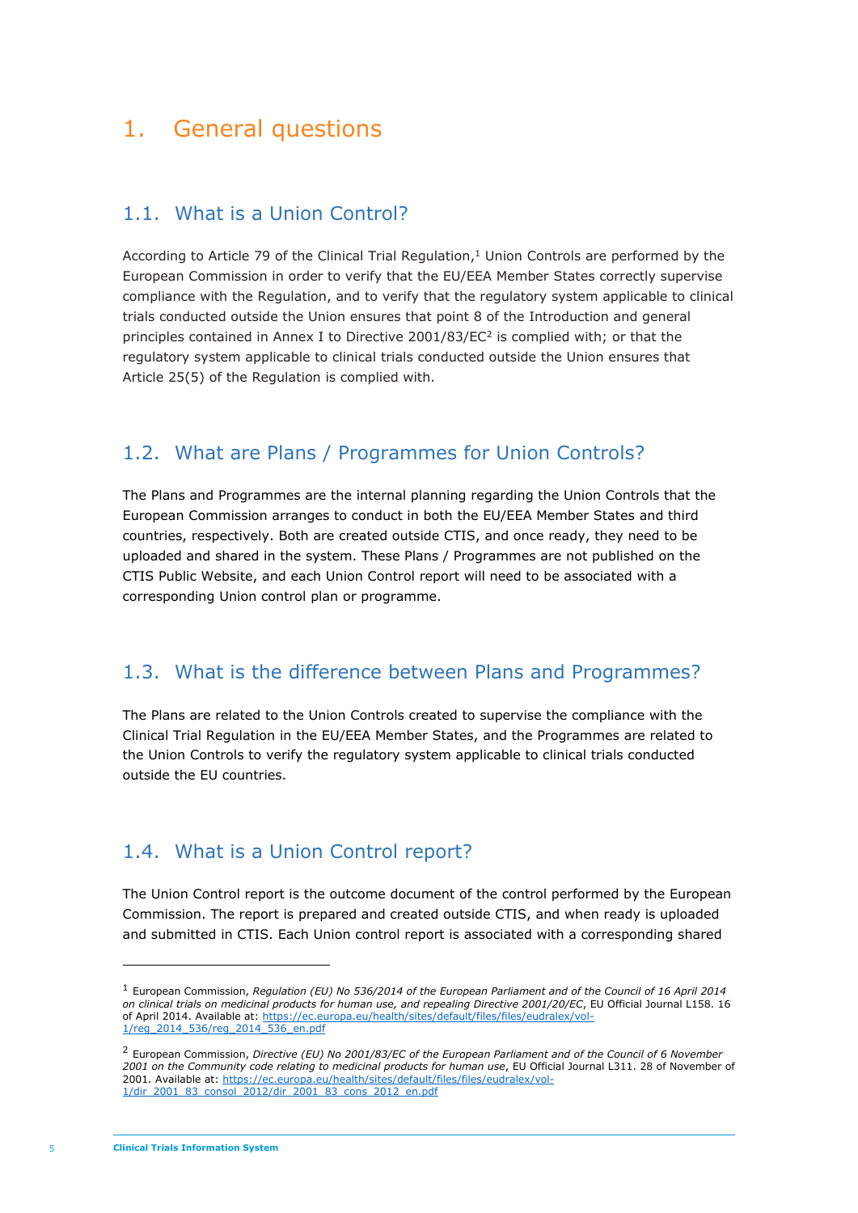# 1. General questions

## 1.1. What is a Union Control?

According to Article 79 of the Clinical Trial Regulation,[1] Union Controls are performed by the European Commission in order to verify that the EU/EEA Member States correctly supervise compliance with the Regulation, and to verify that the regulatory system applicable to clinical trials conducted outside the Union ensures that point 8 of the Introduction and general principles contained in Annex I to Directive 2001/83/EC[2] is complied with; or that the regulatory system applicable to clinical trials conducted outside the Union ensures that Article 25(5) of the Regulation is complied with.

## 1.2. What are Plans / Programmes for Union Controls?

The Plans and Programmes are the internal planning regarding the Union Controls that the European Commission arranges to conduct in both the EU/EEA Member States and third countries, respectively. Both are created outside CTIS, and once ready, they need to be uploaded and shared in the system. These Plans / Programmes are not published on the CTIS Public Website, and each Union Control report will need to be associated with a corresponding Union control plan or programme.

## 1.3. What is the difference between Plans and Programmes?

The Plans are related to the Union Controls created to supervise the compliance with the Clinical Trial Regulation in the EU/EEA Member States, and the Programmes are related to the Union Controls to verify the regulatory system applicable to clinical trials conducted outside the EU countries.

## 1.4. What is a Union Control report?

The Union Control report is the outcome document of the control performed by the European Commission. The report is prepared and created outside CTIS, and when ready is uploaded and submitted in CTIS. Each Union control report is associated with a corresponding shared

---

[1] European Commission, *Regulation (EU) No 536/2014 of the European Parliament and of the Council of 16 April 2014 on clinical trials on medicinal products for human use, and repealing Directive 2001/20/EC*, EU Official Journal L158. 16 of April 2014. Available at: https://ec.europa.eu/health/sites/default/files/files/eudralex/vol-1/reg_2014_536/reg_2014_536_en.pdf

[2] European Commission, *Directive (EU) No 2001/83/EC of the European Parliament and of the Council of 6 November 2001 on the Community code relating to medicinal products for human use*, EU Official Journal L311. 28 of November of 2001. Available at: https://ec.europa.eu/health/sites/default/files/files/eudralex/vol-1/dir_2001_83_consol_2012/dir_2001_83_cons_2012_en.pdf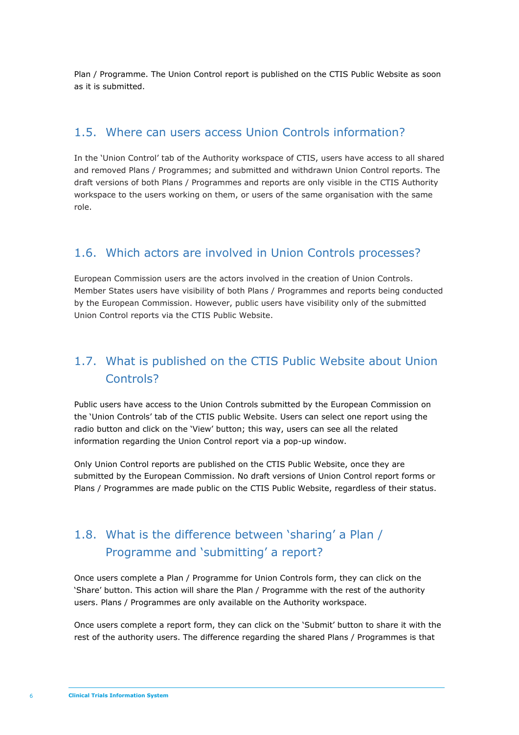Plan / Programme. The Union Control report is published on the CTIS Public Website as soon as it is submitted.

## 1.5. Where can users access Union Controls information?

In the 'Union Control' tab of the Authority workspace of CTIS, users have access to all shared and removed Plans / Programmes; and submitted and withdrawn Union Control reports. The draft versions of both Plans / Programmes and reports are only visible in the CTIS Authority workspace to the users working on them, or users of the same organisation with the same role.

## 1.6. Which actors are involved in Union Controls processes?

European Commission users are the actors involved in the creation of Union Controls. Member States users have visibility of both Plans / Programmes and reports being conducted by the European Commission. However, public users have visibility only of the submitted Union Control reports via the CTIS Public Website.

## 1.7. What is published on the CTIS Public Website about Union Controls?

Public users have access to the Union Controls submitted by the European Commission on the 'Union Controls' tab of the CTIS public Website. Users can select one report using the radio button and click on the 'View' button; this way, users can see all the related information regarding the Union Control report via a pop-up window.

Only Union Control reports are published on the CTIS Public Website, once they are submitted by the European Commission. No draft versions of Union Control report forms or Plans / Programmes are made public on the CTIS Public Website, regardless of their status.

## 1.8. What is the difference between 'sharing' a Plan / Programme and 'submitting' a report?

Once users complete a Plan / Programme for Union Controls form, they can click on the 'Share' button. This action will share the Plan / Programme with the rest of the authority users. Plans / Programmes are only available on the Authority workspace.

Once users complete a report form, they can click on the 'Submit' button to share it with the rest of the authority users. The difference regarding the shared Plans / Programmes is that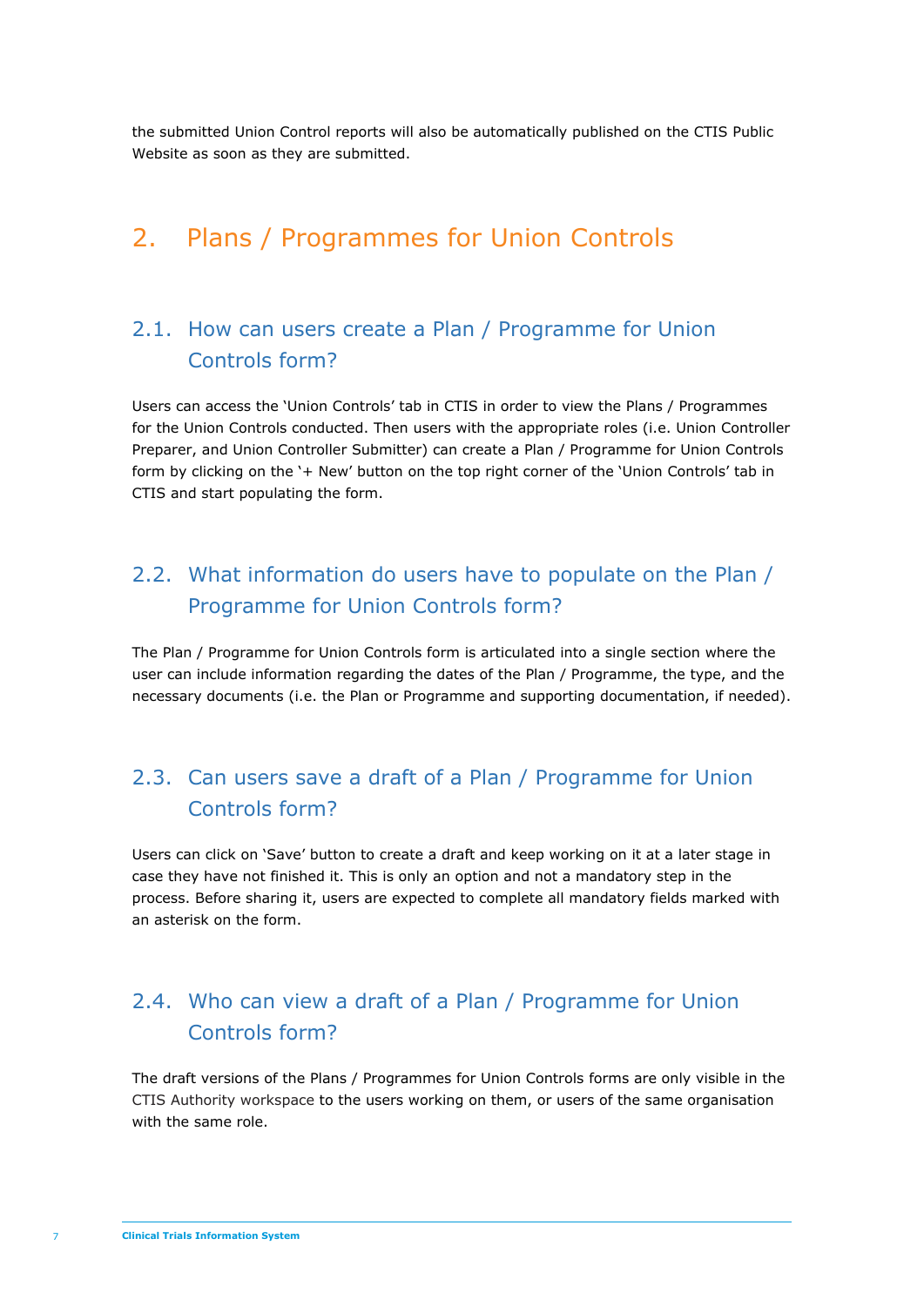the submitted Union Control reports will also be automatically published on the CTIS Public Website as soon as they are submitted.

# 2. Plans / Programmes for Union Controls

## 2.1. How can users create a Plan / Programme for Union Controls form?

Users can access the ‘Union Controls’ tab in CTIS in order to view the Plans / Programmes for the Union Controls conducted. Then users with the appropriate roles (i.e. Union Controller Preparer, and Union Controller Submitter) can create a Plan / Programme for Union Controls form by clicking on the ‘+ New’ button on the top right corner of the ‘Union Controls’ tab in CTIS and start populating the form.

## 2.2. What information do users have to populate on the Plan / Programme for Union Controls form?

The Plan / Programme for Union Controls form is articulated into a single section where the user can include information regarding the dates of the Plan / Programme, the type, and the necessary documents (i.e. the Plan or Programme and supporting documentation, if needed).

## 2.3. Can users save a draft of a Plan / Programme for Union Controls form?

Users can click on ‘Save’ button to create a draft and keep working on it at a later stage in case they have not finished it. This is only an option and not a mandatory step in the process. Before sharing it, users are expected to complete all mandatory fields marked with an asterisk on the form.

## 2.4. Who can view a draft of a Plan / Programme for Union Controls form?

The draft versions of the Plans / Programmes for Union Controls forms are only visible in the CTIS Authority workspace to the users working on them, or users of the same organisation with the same role.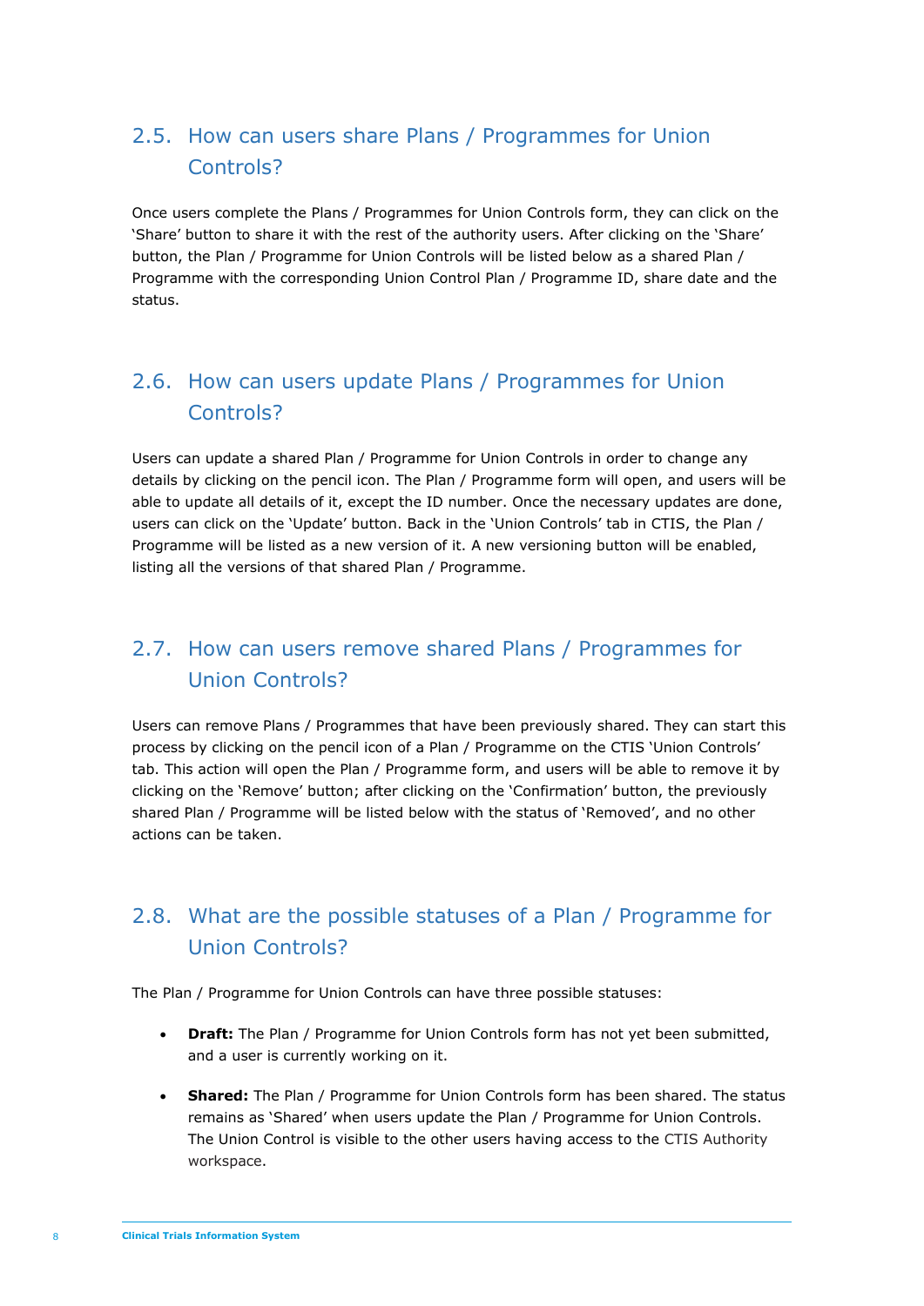## 2.5. How can users share Plans / Programmes for Union Controls?

Once users complete the Plans / Programmes for Union Controls form, they can click on the 'Share' button to share it with the rest of the authority users. After clicking on the 'Share' button, the Plan / Programme for Union Controls will be listed below as a shared Plan / Programme with the corresponding Union Control Plan / Programme ID, share date and the status.

## 2.6. How can users update Plans / Programmes for Union Controls?

Users can update a shared Plan / Programme for Union Controls in order to change any details by clicking on the pencil icon. The Plan / Programme form will open, and users will be able to update all details of it, except the ID number. Once the necessary updates are done, users can click on the 'Update' button. Back in the 'Union Controls' tab in CTIS, the Plan / Programme will be listed as a new version of it. A new versioning button will be enabled, listing all the versions of that shared Plan / Programme.

## 2.7. How can users remove shared Plans / Programmes for Union Controls?

Users can remove Plans / Programmes that have been previously shared. They can start this process by clicking on the pencil icon of a Plan / Programme on the CTIS 'Union Controls' tab. This action will open the Plan / Programme form, and users will be able to remove it by clicking on the 'Remove' button; after clicking on the 'Confirmation' button, the previously shared Plan / Programme will be listed below with the status of 'Removed', and no other actions can be taken.

## 2.8. What are the possible statuses of a Plan / Programme for Union Controls?

The Plan / Programme for Union Controls can have three possible statuses:

- **Draft:** The Plan / Programme for Union Controls form has not yet been submitted, and a user is currently working on it.
- **Shared:** The Plan / Programme for Union Controls form has been shared. The status remains as 'Shared' when users update the Plan / Programme for Union Controls. The Union Control is visible to the other users having access to the CTIS Authority workspace.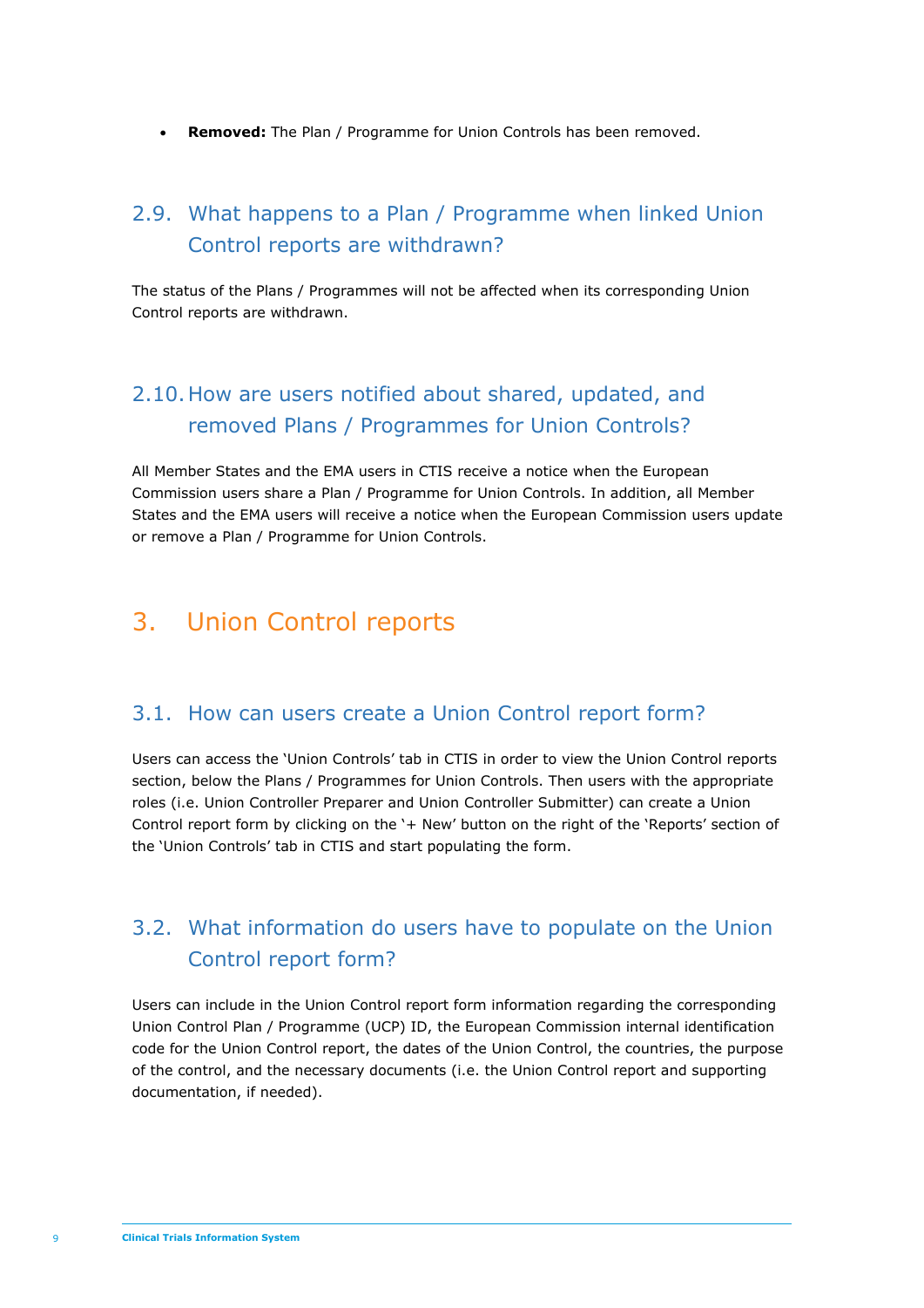- **Removed:** The Plan / Programme for Union Controls has been removed.

### 2.9. What happens to a Plan / Programme when linked Union Control reports are withdrawn?

The status of the Plans / Programmes will not be affected when its corresponding Union Control reports are withdrawn.

### 2.10. How are users notified about shared, updated, and removed Plans / Programmes for Union Controls?

All Member States and the EMA users in CTIS receive a notice when the European Commission users share a Plan / Programme for Union Controls. In addition, all Member States and the EMA users will receive a notice when the European Commission users update or remove a Plan / Programme for Union Controls.

## 3. Union Control reports

### 3.1. How can users create a Union Control report form?

Users can access the 'Union Controls' tab in CTIS in order to view the Union Control reports section, below the Plans / Programmes for Union Controls. Then users with the appropriate roles (i.e. Union Controller Preparer and Union Controller Submitter) can create a Union Control report form by clicking on the '+ New' button on the right of the 'Reports' section of the 'Union Controls' tab in CTIS and start populating the form.

### 3.2. What information do users have to populate on the Union Control report form?

Users can include in the Union Control report form information regarding the corresponding Union Control Plan / Programme (UCP) ID, the European Commission internal identification code for the Union Control report, the dates of the Union Control, the countries, the purpose of the control, and the necessary documents (i.e. the Union Control report and supporting documentation, if needed).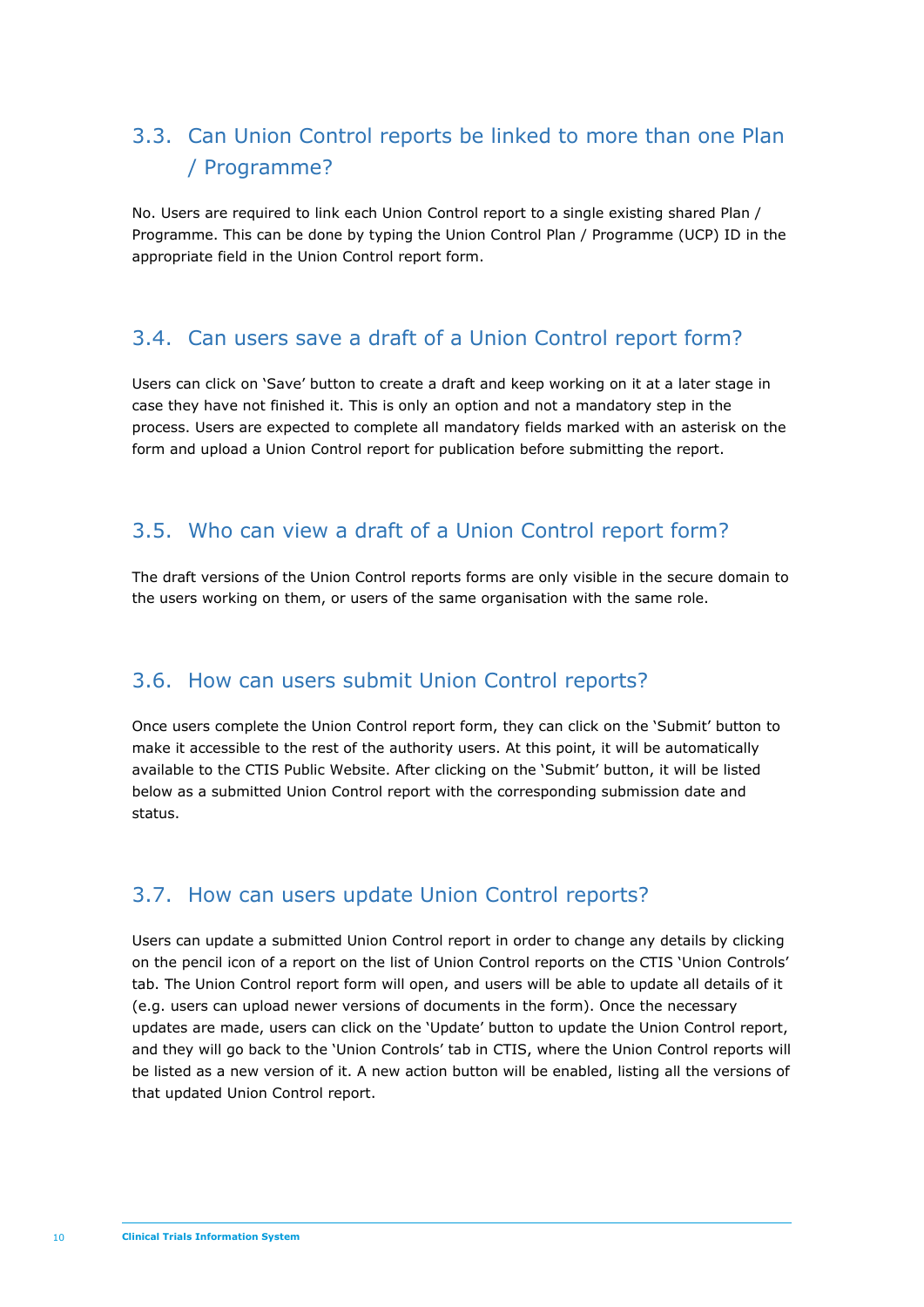## 3.3. Can Union Control reports be linked to more than one Plan / Programme?

No. Users are required to link each Union Control report to a single existing shared Plan / Programme. This can be done by typing the Union Control Plan / Programme (UCP) ID in the appropriate field in the Union Control report form.

## 3.4. Can users save a draft of a Union Control report form?

Users can click on 'Save' button to create a draft and keep working on it at a later stage in case they have not finished it. This is only an option and not a mandatory step in the process. Users are expected to complete all mandatory fields marked with an asterisk on the form and upload a Union Control report for publication before submitting the report.

## 3.5. Who can view a draft of a Union Control report form?

The draft versions of the Union Control reports forms are only visible in the secure domain to the users working on them, or users of the same organisation with the same role.

## 3.6. How can users submit Union Control reports?

Once users complete the Union Control report form, they can click on the 'Submit' button to make it accessible to the rest of the authority users. At this point, it will be automatically available to the CTIS Public Website. After clicking on the 'Submit' button, it will be listed below as a submitted Union Control report with the corresponding submission date and status.

## 3.7. How can users update Union Control reports?

Users can update a submitted Union Control report in order to change any details by clicking on the pencil icon of a report on the list of Union Control reports on the CTIS 'Union Controls' tab. The Union Control report form will open, and users will be able to update all details of it (e.g. users can upload newer versions of documents in the form). Once the necessary updates are made, users can click on the 'Update' button to update the Union Control report, and they will go back to the 'Union Controls' tab in CTIS, where the Union Control reports will be listed as a new version of it. A new action button will be enabled, listing all the versions of that updated Union Control report.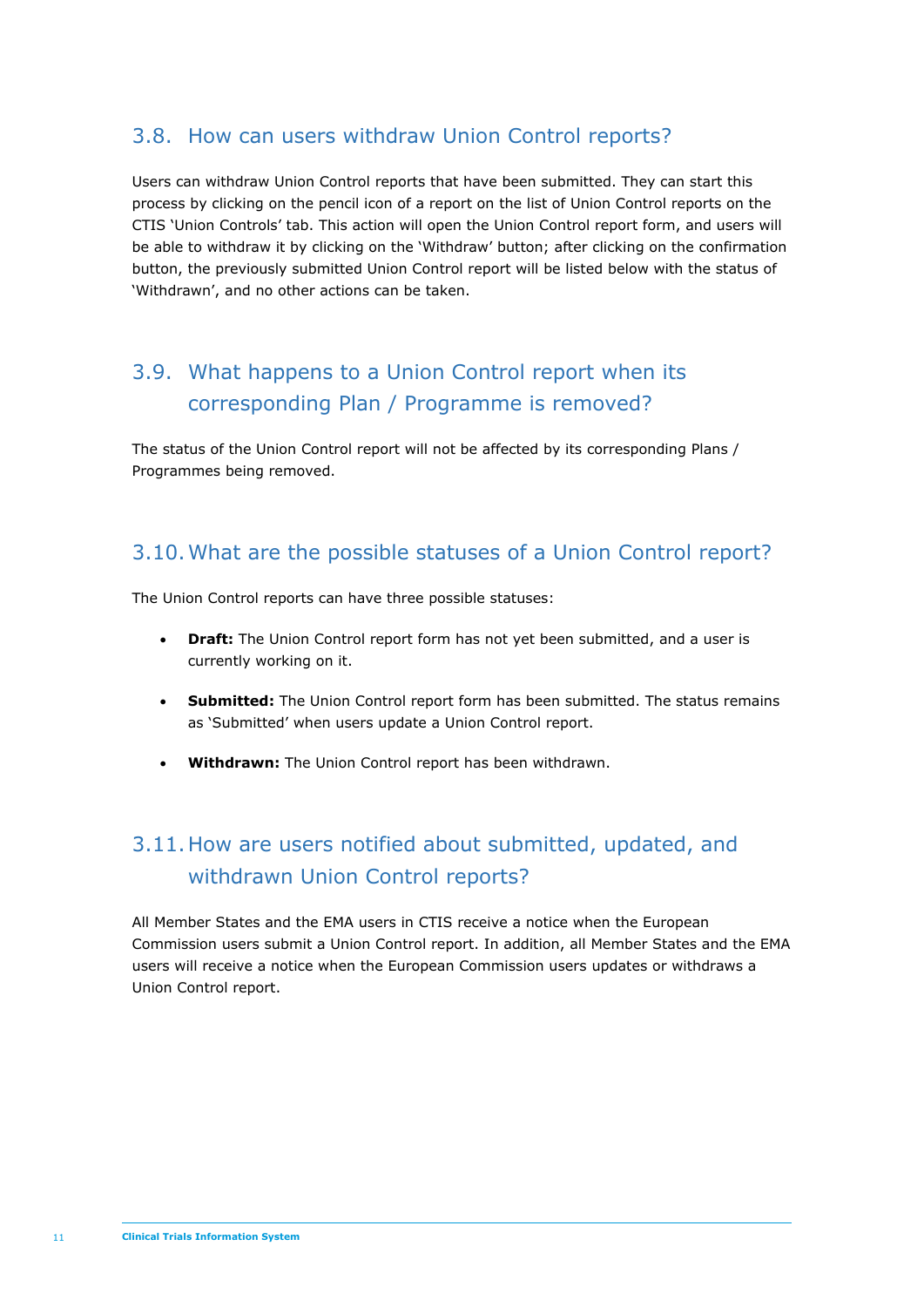## 3.8. How can users withdraw Union Control reports?

Users can withdraw Union Control reports that have been submitted. They can start this process by clicking on the pencil icon of a report on the list of Union Control reports on the CTIS 'Union Controls' tab. This action will open the Union Control report form, and users will be able to withdraw it by clicking on the 'Withdraw' button; after clicking on the confirmation button, the previously submitted Union Control report will be listed below with the status of 'Withdrawn', and no other actions can be taken.

## 3.9. What happens to a Union Control report when its corresponding Plan / Programme is removed?

The status of the Union Control report will not be affected by its corresponding Plans / Programmes being removed.

## 3.10. What are the possible statuses of a Union Control report?

The Union Control reports can have three possible statuses:

- **Draft:** The Union Control report form has not yet been submitted, and a user is currently working on it.
- **Submitted:** The Union Control report form has been submitted. The status remains as 'Submitted' when users update a Union Control report.
- **Withdrawn:** The Union Control report has been withdrawn.

## 3.11. How are users notified about submitted, updated, and withdrawn Union Control reports?

All Member States and the EMA users in CTIS receive a notice when the European Commission users submit a Union Control report. In addition, all Member States and the EMA users will receive a notice when the European Commission users updates or withdraws a Union Control report.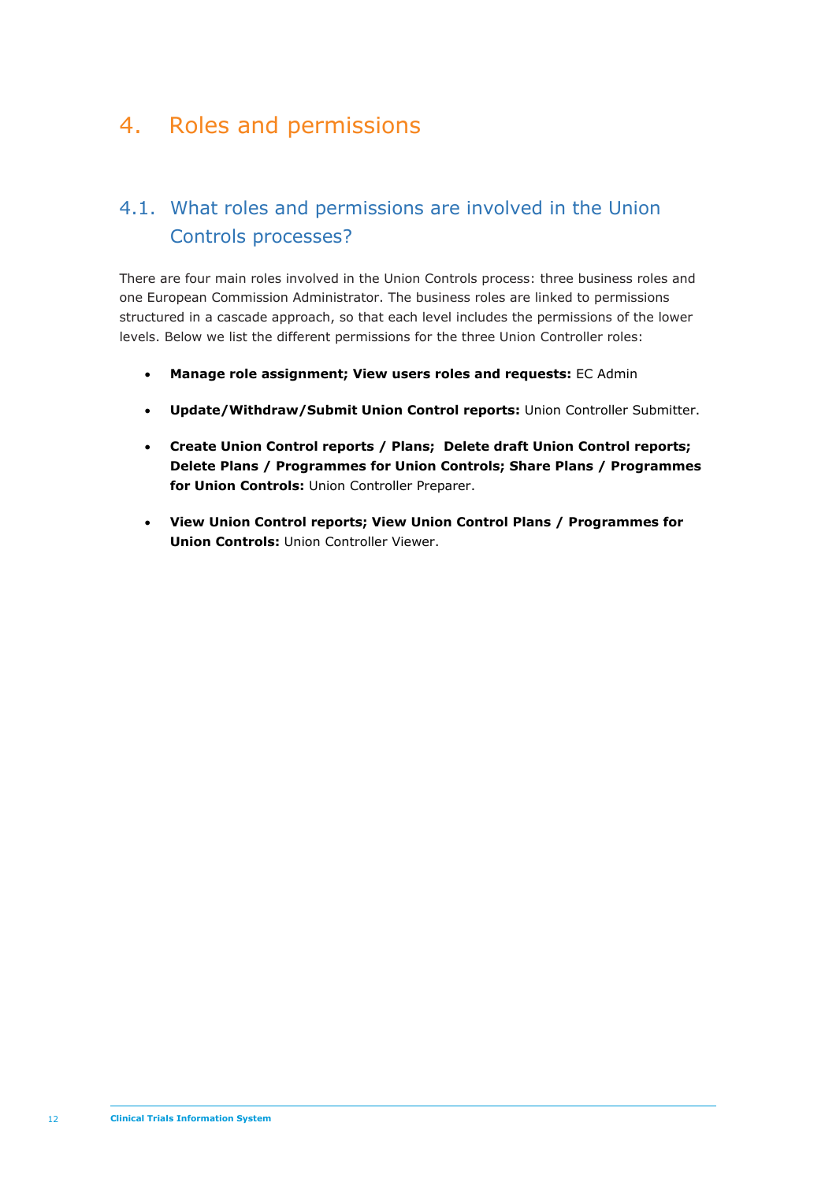# 4. Roles and permissions

## 4.1. What roles and permissions are involved in the Union Controls processes?

There are four main roles involved in the Union Controls process: three business roles and one European Commission Administrator. The business roles are linked to permissions structured in a cascade approach, so that each level includes the permissions of the lower levels. Below we list the different permissions for the three Union Controller roles:

- **Manage role assignment; View users roles and requests:** EC Admin
- **Update/Withdraw/Submit Union Control reports:** Union Controller Submitter.
- **Create Union Control reports / Plans; Delete draft Union Control reports; Delete Plans / Programmes for Union Controls; Share Plans / Programmes for Union Controls:** Union Controller Preparer.
- **View Union Control reports; View Union Control Plans / Programmes for Union Controls:** Union Controller Viewer.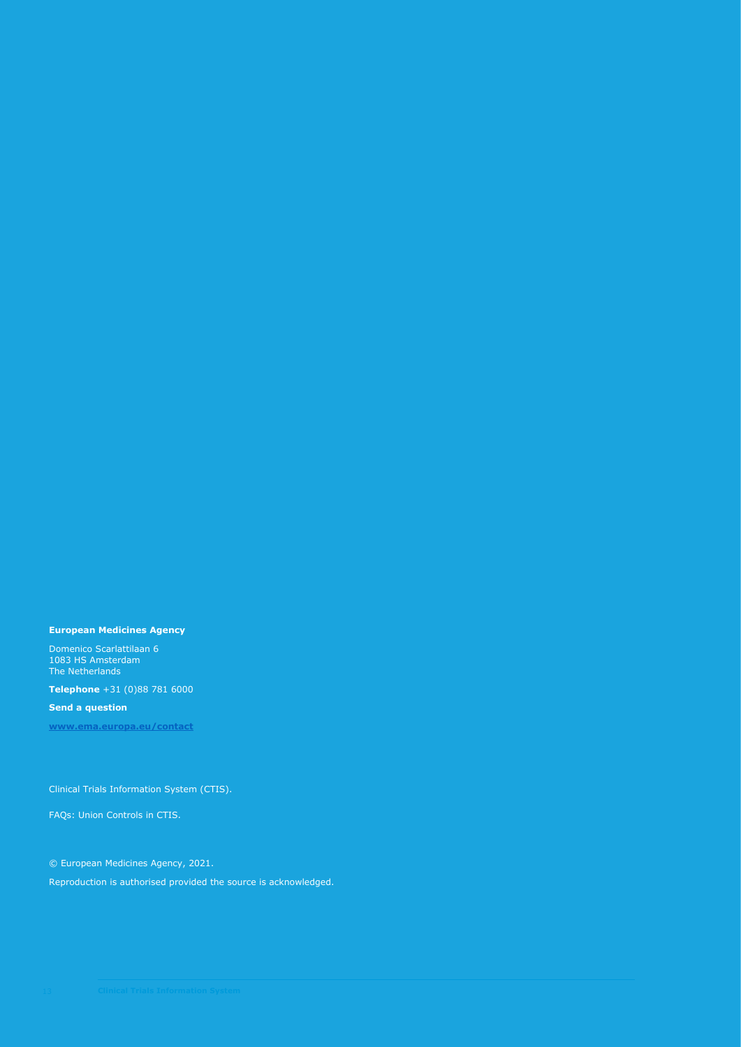**European Medicines Agency**

Domenico Scarlattilaan 6
1083 HS Amsterdam
The Netherlands

**Telephone** +31 (0)88 781 6000

**Send a question**

**www.ema.europa.eu/contact**

Clinical Trials Information System (CTIS).

FAQs: Union Controls in CTIS.

© European Medicines Agency, 2021.

Reproduction is authorised provided the source is acknowledged.